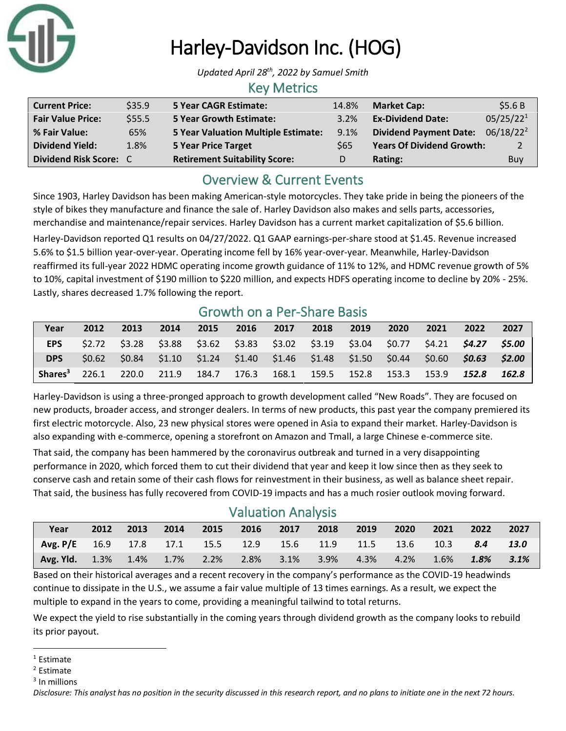# Harley-Davidson Inc. (HOG)

*Updated April 28th, 2022 by Samuel Smith*

## Key Metrics

| | | | | | |
|---|---|---|---|---|---|
| **Current Price:** | $35.9 | **5 Year CAGR Estimate:** | 14.8% | **Market Cap:** | $5.6 B |
| **Fair Value Price:** | $55.5 | **5 Year Growth Estimate:** | 3.2% | **Ex-Dividend Date:** | 05/25/22[1] |
| **% Fair Value:** | 65% | **5 Year Valuation Multiple Estimate:** | 9.1% | **Dividend Payment Date:** | 06/18/22[2] |
| **Dividend Yield:** | 1.8% | **5 Year Price Target** | $65 | **Years Of Dividend Growth:** | 2 |
| **Dividend Risk Score:** | C | **Retirement Suitability Score:** | D | **Rating:** | Buy |

## Overview & Current Events

Since 1903, Harley Davidson has been making American-style motorcycles. They take pride in being the pioneers of the style of bikes they manufacture and finance the sale of. Harley Davidson also makes and sells parts, accessories, merchandise and maintenance/repair services. Harley Davidson has a current market capitalization of $5.6 billion.

Harley-Davidson reported Q1 results on 04/27/2022. Q1 GAAP earnings-per-share stood at $1.45. Revenue increased 5.6% to $1.5 billion year-over-year. Operating income fell by 16% year-over-year. Meanwhile, Harley-Davidson reaffirmed its full-year 2022 HDMC operating income growth guidance of 11% to 12%, and HDMC revenue growth of 5% to 10%, capital investment of $190 million to $220 million, and expects HDFS operating income to decline by 20% - 25%. Lastly, shares decreased 1.7% following the report.

## Growth on a Per-Share Basis

| Year | 2012 | 2013 | 2014 | 2015 | 2016 | 2017 | 2018 | 2019 | 2020 | 2021 | 2022 | 2027 |
|---|---|---|---|---|---|---|---|---|---|---|---|---|
| **EPS** | $2.72 | $3.28 | $3.88 | $3.62 | $3.83 | $3.02 | $3.19 | $3.04 | $0.77 | $4.21 | ***$4.27*** | ***$5.00*** |
| **DPS** | $0.62 | $0.84 | $1.10 | $1.24 | $1.40 | $1.46 | $1.48 | $1.50 | $0.44 | $0.60 | ***$0.63*** | ***$2.00*** |
| **Shares[3]** | 226.1 | 220.0 | 211.9 | 184.7 | 176.3 | 168.1 | 159.5 | 152.8 | 153.3 | 153.9 | ***152.8*** | ***162.8*** |

Harley-Davidson is using a three-pronged approach to growth development called "New Roads". They are focused on new products, broader access, and stronger dealers. In terms of new products, this past year the company premiered its first electric motorcycle. Also, 23 new physical stores were opened in Asia to expand their market. Harley-Davidson is also expanding with e-commerce, opening a storefront on Amazon and Tmall, a large Chinese e-commerce site.

That said, the company has been hammered by the coronavirus outbreak and turned in a very disappointing performance in 2020, which forced them to cut their dividend that year and keep it low since then as they seek to conserve cash and retain some of their cash flows for reinvestment in their business, as well as balance sheet repair. That said, the business has fully recovered from COVID-19 impacts and has a much rosier outlook moving forward.

## Valuation Analysis

| Year | 2012 | 2013 | 2014 | 2015 | 2016 | 2017 | 2018 | 2019 | 2020 | 2021 | 2022 | 2027 |
|---|---|---|---|---|---|---|---|---|---|---|---|---|
| **Avg. P/E** | 16.9 | 17.8 | 17.1 | 15.5 | 12.9 | 15.6 | 11.9 | 11.5 | 13.6 | 10.3 | ***8.4*** | ***13.0*** |
| **Avg. Yld.** | 1.3% | 1.4% | 1.7% | 2.2% | 2.8% | 3.1% | 3.9% | 4.3% | 4.2% | 1.6% | ***1.8%*** | ***3.1%*** |

Based on their historical averages and a recent recovery in the company's performance as the COVID-19 headwinds continue to dissipate in the U.S., we assume a fair value multiple of 13 times earnings. As a result, we expect the multiple to expand in the years to come, providing a meaningful tailwind to total returns.

We expect the yield to rise substantially in the coming years through dividend growth as the company looks to rebuild its prior payout.

---

[1] Estimate

[2] Estimate

[3] In millions

*Disclosure: This analyst has no position in the security discussed in this research report, and no plans to initiate one in the next 72 hours.*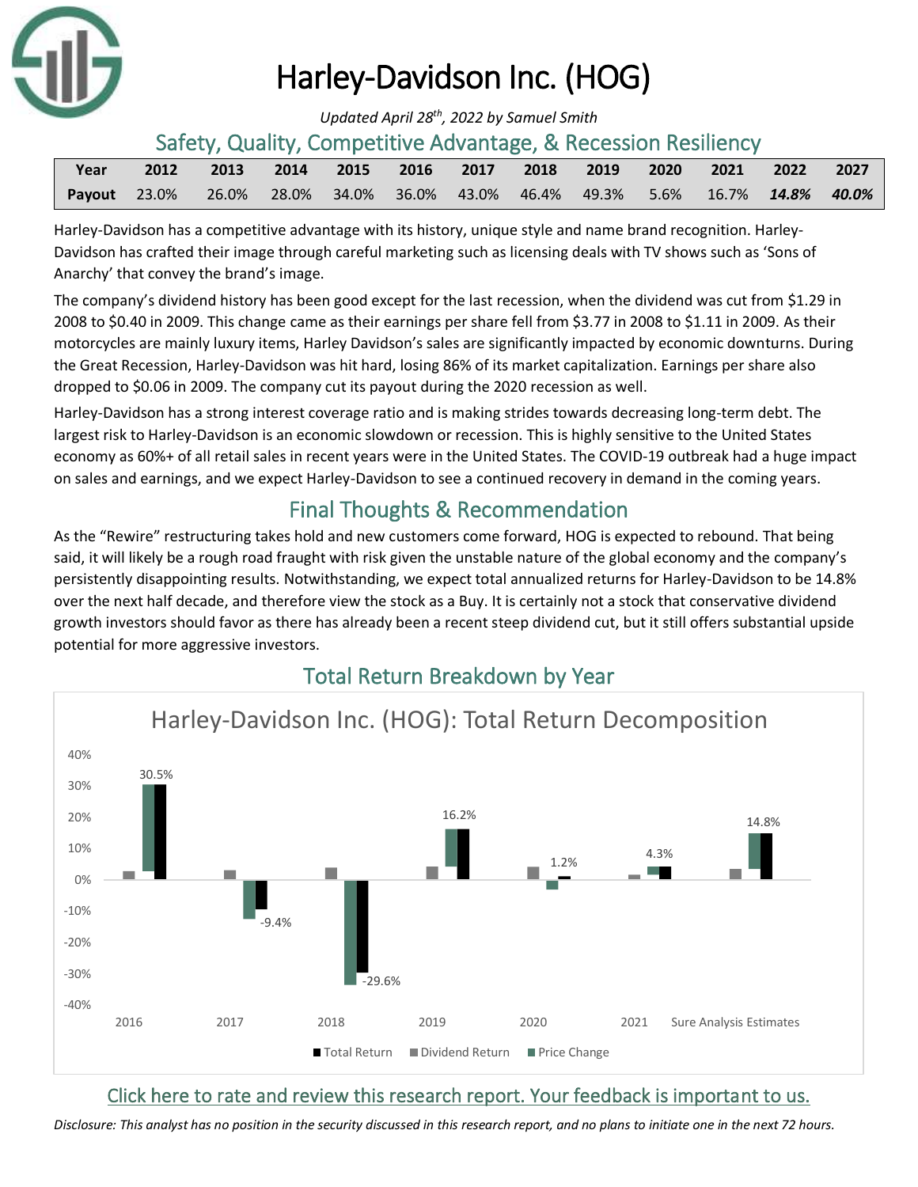# Harley-Davidson Inc. (HOG)

*Updated April 28th, 2022 by Samuel Smith*

## Safety, Quality, Competitive Advantage, & Recession Resiliency

| Year | 2012 | 2013 | 2014 | 2015 | 2016 | 2017 | 2018 | 2019 | 2020 | 2021 | 2022 | 2027 |
|---|---|---|---|---|---|---|---|---|---|---|---|---|
| Payout | 23.0% | 26.0% | 28.0% | 34.0% | 36.0% | 43.0% | 46.4% | 49.3% | 5.6% | 16.7% | ***14.8%*** | ***40.0%*** |

Harley-Davidson has a competitive advantage with its history, unique style and name brand recognition. Harley-Davidson has crafted their image through careful marketing such as licensing deals with TV shows such as 'Sons of Anarchy' that convey the brand's image.

The company's dividend history has been good except for the last recession, when the dividend was cut from $1.29 in 2008 to $0.40 in 2009. This change came as their earnings per share fell from $3.77 in 2008 to $1.11 in 2009. As their motorcycles are mainly luxury items, Harley Davidson's sales are significantly impacted by economic downturns. During the Great Recession, Harley-Davidson was hit hard, losing 86% of its market capitalization. Earnings per share also dropped to $0.06 in 2009. The company cut its payout during the 2020 recession as well.

Harley-Davidson has a strong interest coverage ratio and is making strides towards decreasing long-term debt. The largest risk to Harley-Davidson is an economic slowdown or recession. This is highly sensitive to the United States economy as 60%+ of all retail sales in recent years were in the United States. The COVID-19 outbreak had a huge impact on sales and earnings, and we expect Harley-Davidson to see a continued recovery in demand in the coming years.

## Final Thoughts & Recommendation

As the "Rewire" restructuring takes hold and new customers come forward, HOG is expected to rebound. That being said, it will likely be a rough road fraught with risk given the unstable nature of the global economy and the company's persistently disappointing results. Notwithstanding, we expect total annualized returns for Harley-Davidson to be 14.8% over the next half decade, and therefore view the stock as a Buy. It is certainly not a stock that conservative dividend growth investors should favor as there has already been a recent steep dividend cut, but it still offers substantial upside potential for more aggressive investors.

## Total Return Breakdown by Year

Harley-Davidson Inc. (HOG): Total Return Decomposition

| | 2016 | 2017 | 2018 | 2019 | 2020 | 2021 | Sure Analysis Estimates |
|---|---|---|---|---|---|---|---|
| Total Return | 30.5% | -9.4% | -29.6% | 16.2% | 1.2% | 4.3% | 14.8% |

Legend: Total Return, Dividend Return, Price Change

Click here to rate and review this research report. Your feedback is important to us.

*Disclosure: This analyst has no position in the security discussed in this research report, and no plans to initiate one in the next 72 hours.*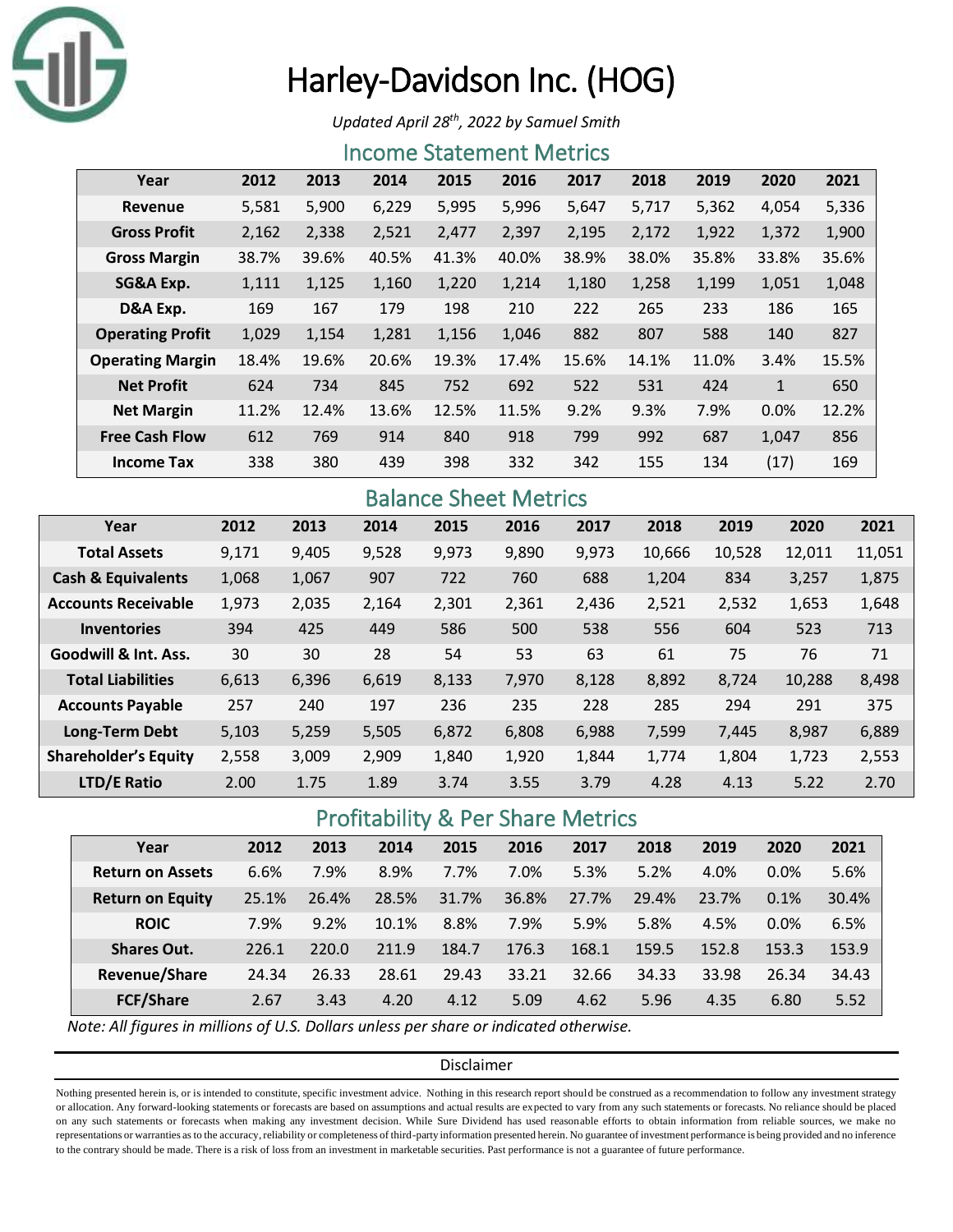# Harley-Davidson Inc. (HOG)

*Updated April 28th, 2022 by Samuel Smith*

## Income Statement Metrics

| Year | 2012 | 2013 | 2014 | 2015 | 2016 | 2017 | 2018 | 2019 | 2020 | 2021 |
|---|---|---|---|---|---|---|---|---|---|---|
| **Revenue** | 5,581 | 5,900 | 6,229 | 5,995 | 5,996 | 5,647 | 5,717 | 5,362 | 4,054 | 5,336 |
| **Gross Profit** | 2,162 | 2,338 | 2,521 | 2,477 | 2,397 | 2,195 | 2,172 | 1,922 | 1,372 | 1,900 |
| **Gross Margin** | 38.7% | 39.6% | 40.5% | 41.3% | 40.0% | 38.9% | 38.0% | 35.8% | 33.8% | 35.6% |
| **SG&A Exp.** | 1,111 | 1,125 | 1,160 | 1,220 | 1,214 | 1,180 | 1,258 | 1,199 | 1,051 | 1,048 |
| **D&A Exp.** | 169 | 167 | 179 | 198 | 210 | 222 | 265 | 233 | 186 | 165 |
| **Operating Profit** | 1,029 | 1,154 | 1,281 | 1,156 | 1,046 | 882 | 807 | 588 | 140 | 827 |
| **Operating Margin** | 18.4% | 19.6% | 20.6% | 19.3% | 17.4% | 15.6% | 14.1% | 11.0% | 3.4% | 15.5% |
| **Net Profit** | 624 | 734 | 845 | 752 | 692 | 522 | 531 | 424 | 1 | 650 |
| **Net Margin** | 11.2% | 12.4% | 13.6% | 12.5% | 11.5% | 9.2% | 9.3% | 7.9% | 0.0% | 12.2% |
| **Free Cash Flow** | 612 | 769 | 914 | 840 | 918 | 799 | 992 | 687 | 1,047 | 856 |
| **Income Tax** | 338 | 380 | 439 | 398 | 332 | 342 | 155 | 134 | (17) | 169 |

## Balance Sheet Metrics

| Year | 2012 | 2013 | 2014 | 2015 | 2016 | 2017 | 2018 | 2019 | 2020 | 2021 |
|---|---|---|---|---|---|---|---|---|---|---|
| **Total Assets** | 9,171 | 9,405 | 9,528 | 9,973 | 9,890 | 9,973 | 10,666 | 10,528 | 12,011 | 11,051 |
| **Cash & Equivalents** | 1,068 | 1,067 | 907 | 722 | 760 | 688 | 1,204 | 834 | 3,257 | 1,875 |
| **Accounts Receivable** | 1,973 | 2,035 | 2,164 | 2,301 | 2,361 | 2,436 | 2,521 | 2,532 | 1,653 | 1,648 |
| **Inventories** | 394 | 425 | 449 | 586 | 500 | 538 | 556 | 604 | 523 | 713 |
| **Goodwill & Int. Ass.** | 30 | 30 | 28 | 54 | 53 | 63 | 61 | 75 | 76 | 71 |
| **Total Liabilities** | 6,613 | 6,396 | 6,619 | 8,133 | 7,970 | 8,128 | 8,892 | 8,724 | 10,288 | 8,498 |
| **Accounts Payable** | 257 | 240 | 197 | 236 | 235 | 228 | 285 | 294 | 291 | 375 |
| **Long-Term Debt** | 5,103 | 5,259 | 5,505 | 6,872 | 6,808 | 6,988 | 7,599 | 7,445 | 8,987 | 6,889 |
| **Shareholder's Equity** | 2,558 | 3,009 | 2,909 | 1,840 | 1,920 | 1,844 | 1,774 | 1,804 | 1,723 | 2,553 |
| **LTD/E Ratio** | 2.00 | 1.75 | 1.89 | 3.74 | 3.55 | 3.79 | 4.28 | 4.13 | 5.22 | 2.70 |

## Profitability & Per Share Metrics

| Year | 2012 | 2013 | 2014 | 2015 | 2016 | 2017 | 2018 | 2019 | 2020 | 2021 |
|---|---|---|---|---|---|---|---|---|---|---|
| **Return on Assets** | 6.6% | 7.9% | 8.9% | 7.7% | 7.0% | 5.3% | 5.2% | 4.0% | 0.0% | 5.6% |
| **Return on Equity** | 25.1% | 26.4% | 28.5% | 31.7% | 36.8% | 27.7% | 29.4% | 23.7% | 0.1% | 30.4% |
| **ROIC** | 7.9% | 9.2% | 10.1% | 8.8% | 7.9% | 5.9% | 5.8% | 4.5% | 0.0% | 6.5% |
| **Shares Out.** | 226.1 | 220.0 | 211.9 | 184.7 | 176.3 | 168.1 | 159.5 | 152.8 | 153.3 | 153.9 |
| **Revenue/Share** | 24.34 | 26.33 | 28.61 | 29.43 | 33.21 | 32.66 | 34.33 | 33.98 | 26.34 | 34.43 |
| **FCF/Share** | 2.67 | 3.43 | 4.20 | 4.12 | 5.09 | 4.62 | 5.96 | 4.35 | 6.80 | 5.52 |

*Note: All figures in millions of U.S. Dollars unless per share or indicated otherwise.*

---

Disclaimer

Nothing presented herein is, or is intended to constitute, specific investment advice. Nothing in this research report should be construed as a recommendation to follow any investment strategy or allocation. Any forward-looking statements or forecasts are based on assumptions and actual results are expected to vary from any such statements or forecasts. No reliance should be placed on any such statements or forecasts when making any investment decision. While Sure Dividend has used reasonable efforts to obtain information from reliable sources, we make no representations or warranties as to the accuracy, reliability or completeness of third-party information presented herein. No guarantee of investment performance is being provided and no inference to the contrary should be made. There is a risk of loss from an investment in marketable securities. Past performance is not a guarantee of future performance.